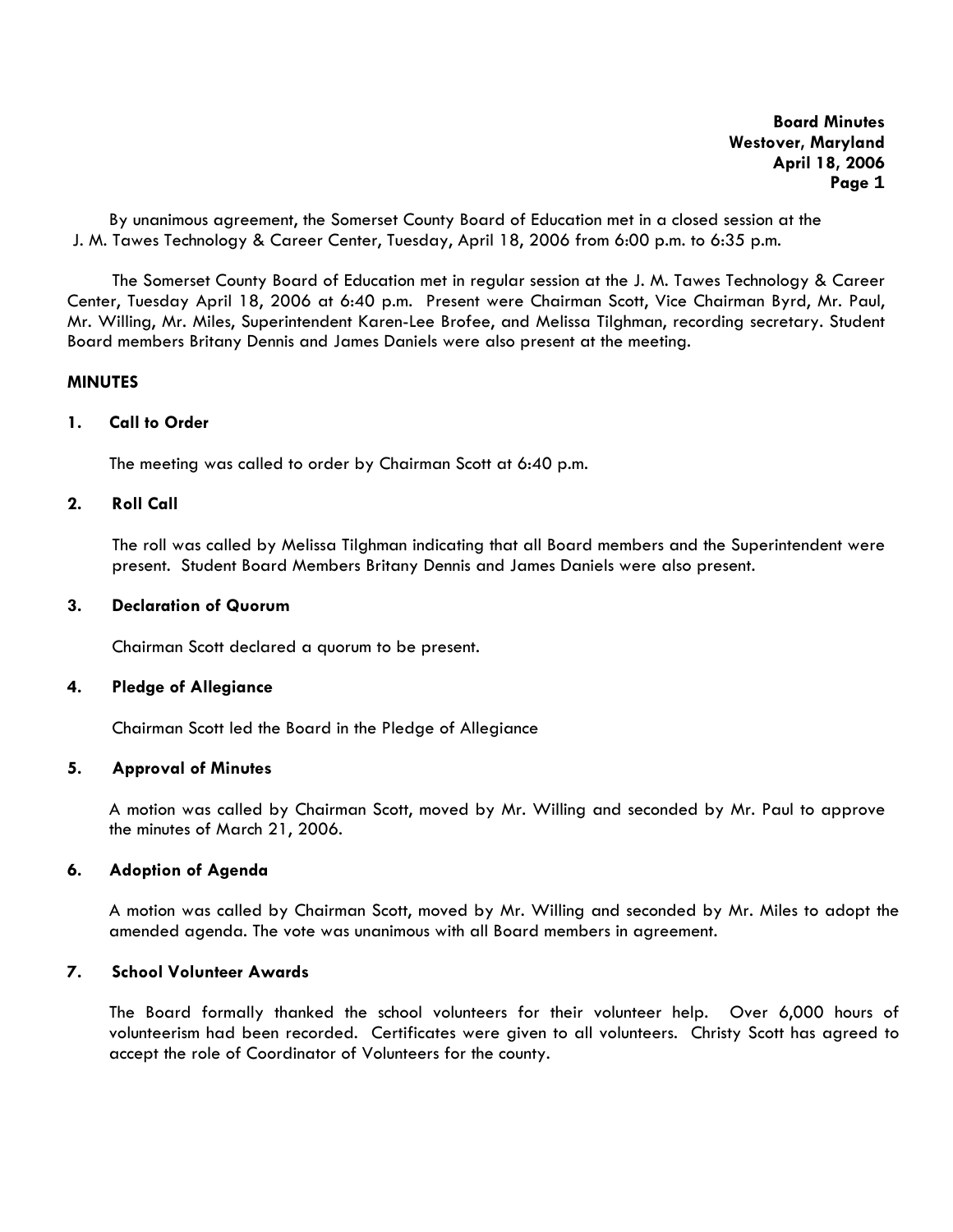**Board Minutes**
**Westover, Maryland**
**April 18, 2006**

By unanimous agreement, the Somerset County Board of Education met in a closed session at the J. M. Tawes Technology & Career Center, Tuesday, April 18, 2006 from 6:00 p.m. to 6:35 p.m.

The Somerset County Board of Education met in regular session at the J. M. Tawes Technology & Career Center, Tuesday April 18, 2006 at 6:40 p.m. Present were Chairman Scott, Vice Chairman Byrd, Mr. Paul, Mr. Willing, Mr. Miles, Superintendent Karen-Lee Brofee, and Melissa Tilghman, recording secretary. Student Board members Britany Dennis and James Daniels were also present at the meeting.

## MINUTES

### 1. Call to Order

The meeting was called to order by Chairman Scott at 6:40 p.m.

### 2. Roll Call

The roll was called by Melissa Tilghman indicating that all Board members and the Superintendent were present. Student Board Members Britany Dennis and James Daniels were also present.

### 3. Declaration of Quorum

Chairman Scott declared a quorum to be present.

### 4. Pledge of Allegiance

Chairman Scott led the Board in the Pledge of Allegiance

### 5. Approval of Minutes

A motion was called by Chairman Scott, moved by Mr. Willing and seconded by Mr. Paul to approve the minutes of March 21, 2006.

### 6. Adoption of Agenda

A motion was called by Chairman Scott, moved by Mr. Willing and seconded by Mr. Miles to adopt the amended agenda. The vote was unanimous with all Board members in agreement.

### 7. School Volunteer Awards

The Board formally thanked the school volunteers for their volunteer help. Over 6,000 hours of volunteerism had been recorded. Certificates were given to all volunteers. Christy Scott has agreed to accept the role of Coordinator of Volunteers for the county.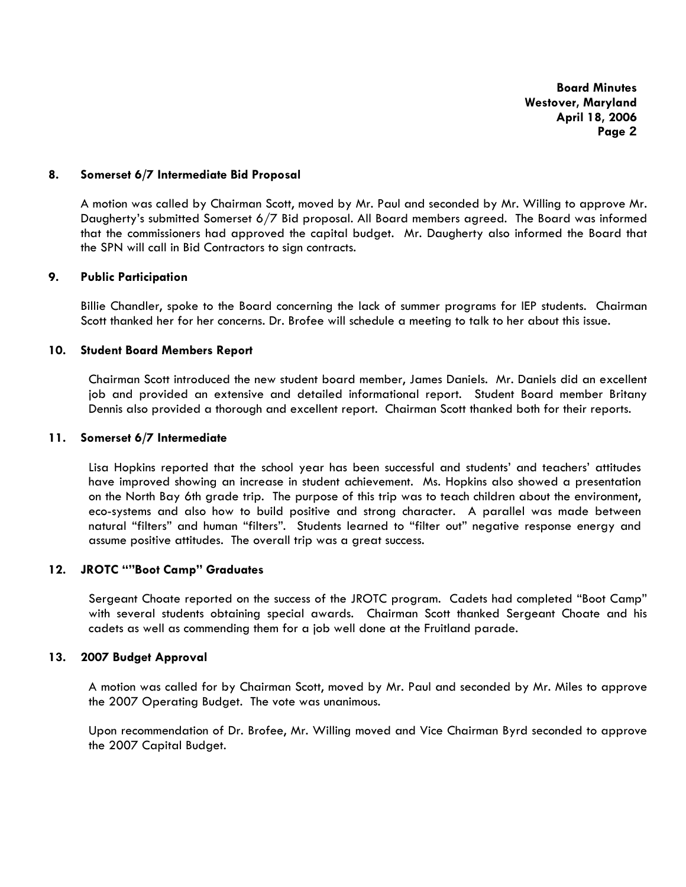### 8. Somerset 6/7 Intermediate Bid Proposal

A motion was called by Chairman Scott, moved by Mr. Paul and seconded by Mr. Willing to approve Mr. Daugherty's submitted Somerset 6/7 Bid proposal. All Board members agreed. The Board was informed that the commissioners had approved the capital budget. Mr. Daugherty also informed the Board that the SPN will call in Bid Contractors to sign contracts.

### 9. Public Participation

Billie Chandler, spoke to the Board concerning the lack of summer programs for IEP students. Chairman Scott thanked her for her concerns. Dr. Brofee will schedule a meeting to talk to her about this issue.

### 10. Student Board Members Report

Chairman Scott introduced the new student board member, James Daniels. Mr. Daniels did an excellent job and provided an extensive and detailed informational report. Student Board member Britany Dennis also provided a thorough and excellent report. Chairman Scott thanked both for their reports.

### 11. Somerset 6/7 Intermediate

Lisa Hopkins reported that the school year has been successful and students' and teachers' attitudes have improved showing an increase in student achievement. Ms. Hopkins also showed a presentation on the North Bay 6th grade trip. The purpose of this trip was to teach children about the environment, eco-systems and also how to build positive and strong character. A parallel was made between natural "filters" and human "filters". Students learned to "filter out" negative response energy and assume positive attitudes. The overall trip was a great success.

### 12. JROTC ""Boot Camp" Graduates

Sergeant Choate reported on the success of the JROTC program. Cadets had completed "Boot Camp" with several students obtaining special awards. Chairman Scott thanked Sergeant Choate and his cadets as well as commending them for a job well done at the Fruitland parade.

### 13. 2007 Budget Approval

A motion was called for by Chairman Scott, moved by Mr. Paul and seconded by Mr. Miles to approve the 2007 Operating Budget. The vote was unanimous.

Upon recommendation of Dr. Brofee, Mr. Willing moved and Vice Chairman Byrd seconded to approve the 2007 Capital Budget.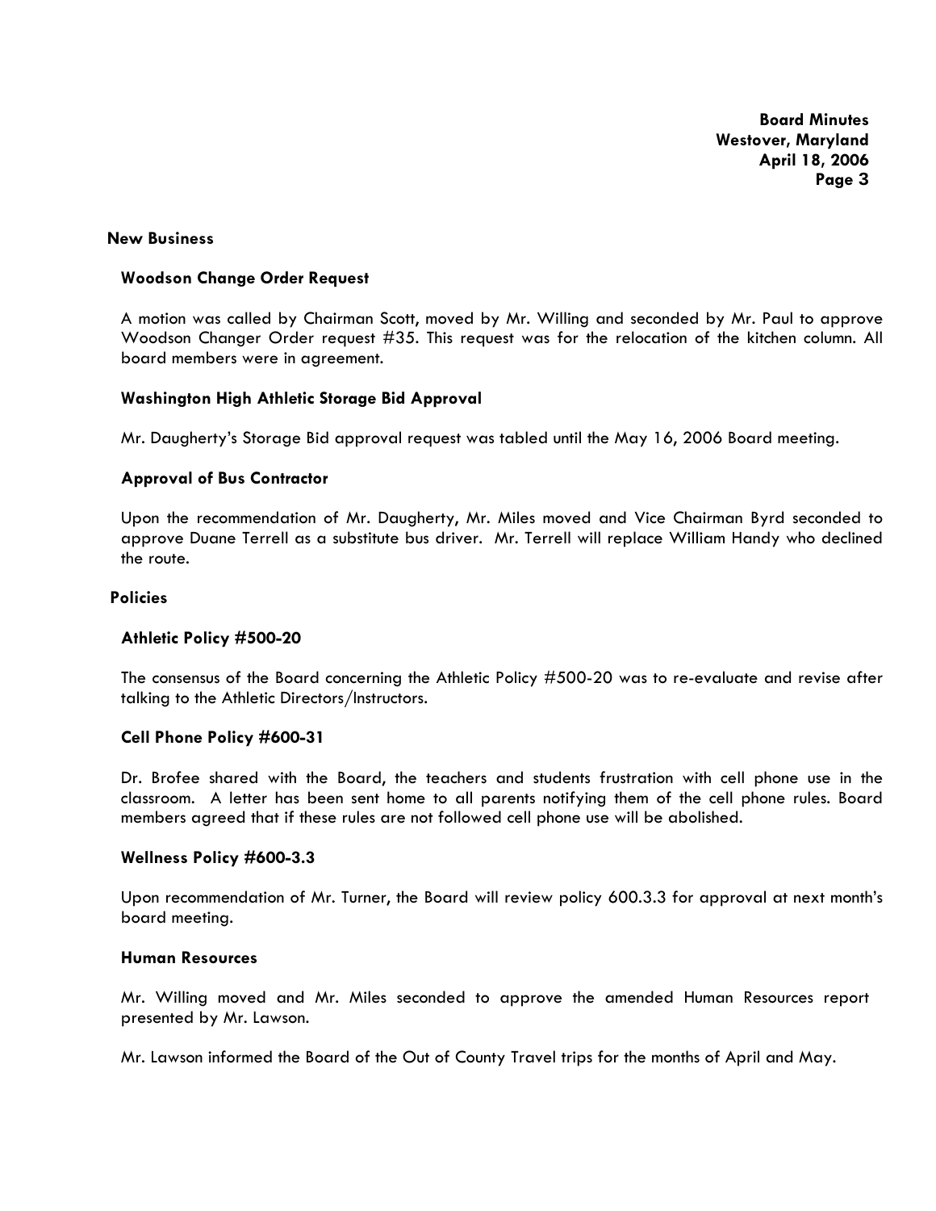## New Business

### Woodson Change Order Request

A motion was called by Chairman Scott, moved by Mr. Willing and seconded by Mr. Paul to approve Woodson Changer Order request #35. This request was for the relocation of the kitchen column. All board members were in agreement.

### Washington High Athletic Storage Bid Approval

Mr. Daugherty's Storage Bid approval request was tabled until the May 16, 2006 Board meeting.

### Approval of Bus Contractor

Upon the recommendation of Mr. Daugherty, Mr. Miles moved and Vice Chairman Byrd seconded to approve Duane Terrell as a substitute bus driver. Mr. Terrell will replace William Handy who declined the route.

## Policies

### Athletic Policy #500-20

The consensus of the Board concerning the Athletic Policy #500-20 was to re-evaluate and revise after talking to the Athletic Directors/Instructors.

### Cell Phone Policy #600-31

Dr. Brofee shared with the Board, the teachers and students frustration with cell phone use in the classroom. A letter has been sent home to all parents notifying them of the cell phone rules. Board members agreed that if these rules are not followed cell phone use will be abolished.

### Wellness Policy #600-3.3

Upon recommendation of Mr. Turner, the Board will review policy 600.3.3 for approval at next month's board meeting.

### Human Resources

Mr. Willing moved and Mr. Miles seconded to approve the amended Human Resources report presented by Mr. Lawson.

Mr. Lawson informed the Board of the Out of County Travel trips for the months of April and May.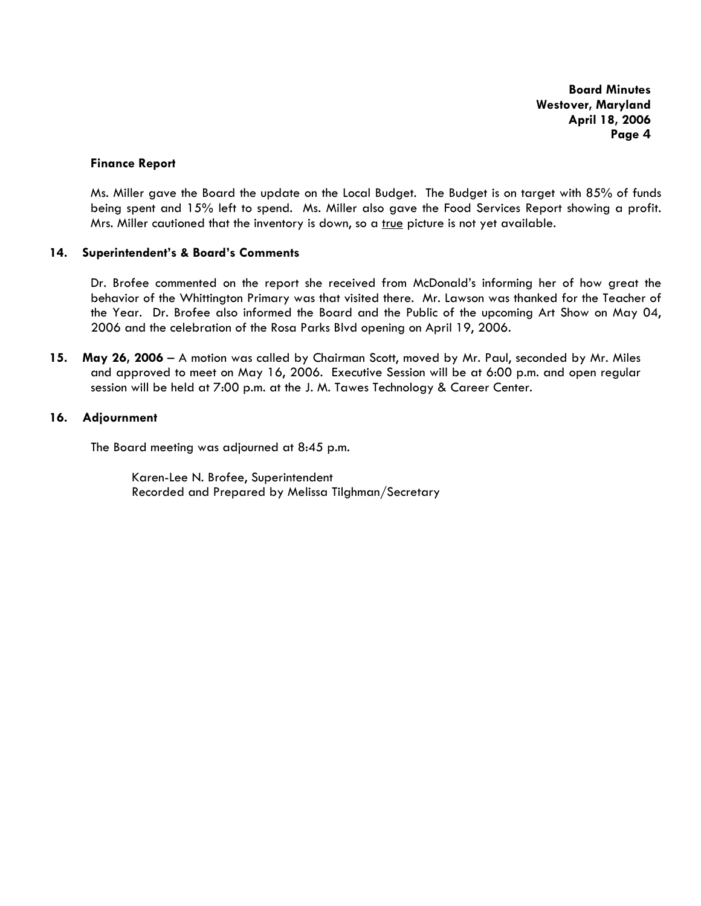**Finance Report**

Ms. Miller gave the Board the update on the Local Budget. The Budget is on target with 85% of funds being spent and 15% left to spend. Ms. Miller also gave the Food Services Report showing a profit. Mrs. Miller cautioned that the inventory is down, so a true picture is not yet available.

**14. Superintendent's & Board's Comments**

Dr. Brofee commented on the report she received from McDonald's informing her of how great the behavior of the Whittington Primary was that visited there. Mr. Lawson was thanked for the Teacher of the Year. Dr. Brofee also informed the Board and the Public of the upcoming Art Show on May 04, 2006 and the celebration of the Rosa Parks Blvd opening on April 19, 2006.

**15. May 26, 2006** – A motion was called by Chairman Scott, moved by Mr. Paul, seconded by Mr. Miles and approved to meet on May 16, 2006. Executive Session will be at 6:00 p.m. and open regular session will be held at 7:00 p.m. at the J. M. Tawes Technology & Career Center.

**16. Adjournment**

The Board meeting was adjourned at 8:45 p.m.

Karen-Lee N. Brofee, Superintendent
Recorded and Prepared by Melissa Tilghman/Secretary